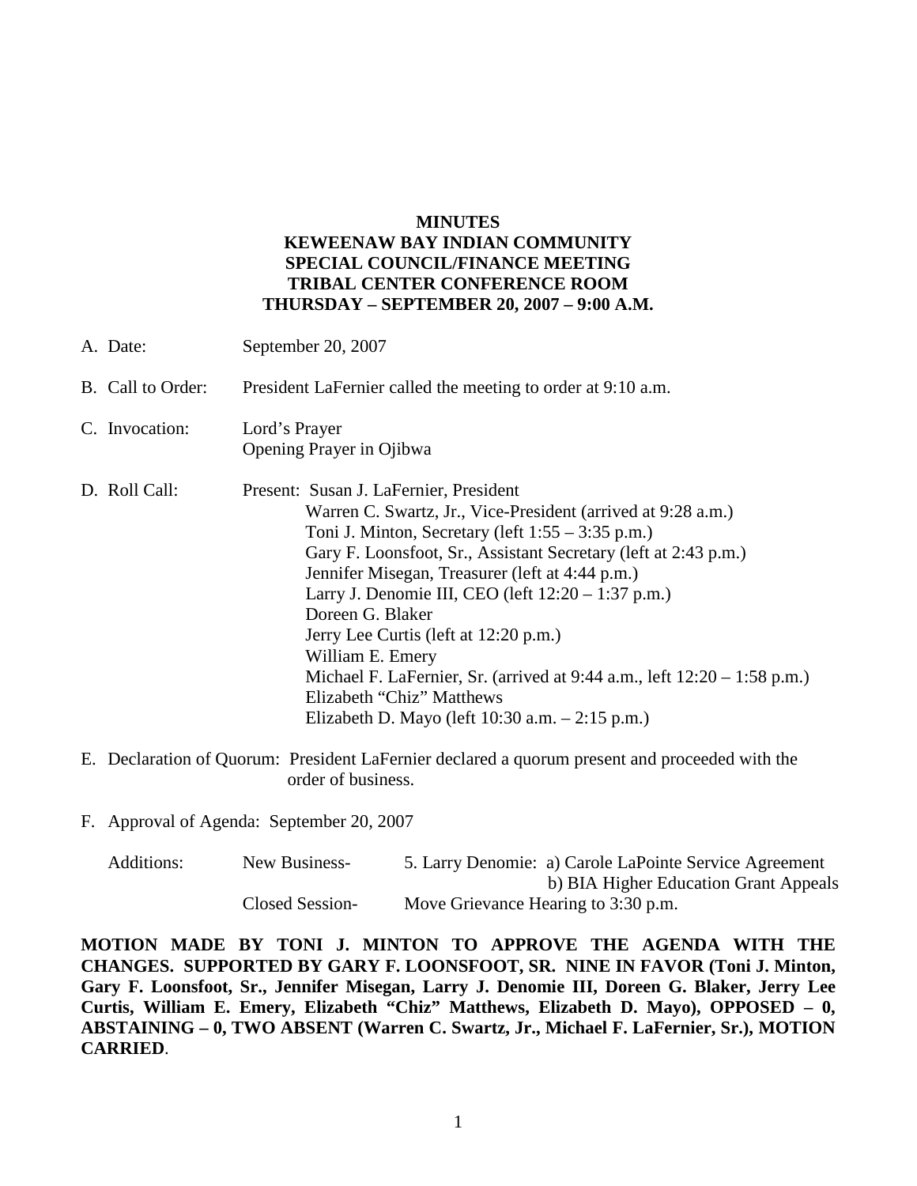**MINUTES**
**KEWEENAW BAY INDIAN COMMUNITY**
**SPECIAL COUNCIL/FINANCE MEETING**
**TRIBAL CENTER CONFERENCE ROOM**
**THURSDAY – SEPTEMBER 20, 2007 – 9:00 A.M.**

A. Date: September 20, 2007

B. Call to Order: President LaFernier called the meeting to order at 9:10 a.m.

C. Invocation: Lord's Prayer
Opening Prayer in Ojibwa

D. Roll Call: Present: Susan J. LaFernier, President
Warren C. Swartz, Jr., Vice-President (arrived at 9:28 a.m.)
Toni J. Minton, Secretary (left 1:55 – 3:35 p.m.)
Gary F. Loonsfoot, Sr., Assistant Secretary (left at 2:43 p.m.)
Jennifer Misegan, Treasurer (left at 4:44 p.m.)
Larry J. Denomie III, CEO (left 12:20 – 1:37 p.m.)
Doreen G. Blaker
Jerry Lee Curtis (left at 12:20 p.m.)
William E. Emery
Michael F. LaFernier, Sr. (arrived at 9:44 a.m., left 12:20 – 1:58 p.m.)
Elizabeth "Chiz" Matthews
Elizabeth D. Mayo (left 10:30 a.m. – 2:15 p.m.)

E. Declaration of Quorum: President LaFernier declared a quorum present and proceeded with the order of business.

F. Approval of Agenda: September 20, 2007

Additions: New Business- 5. Larry Denomie: a) Carole LaPointe Service Agreement
b) BIA Higher Education Grant Appeals
Closed Session- Move Grievance Hearing to 3:30 p.m.

**MOTION MADE BY TONI J. MINTON TO APPROVE THE AGENDA WITH THE CHANGES. SUPPORTED BY GARY F. LOONSFOOT, SR. NINE IN FAVOR (Toni J. Minton, Gary F. Loonsfoot, Sr., Jennifer Misegan, Larry J. Denomie III, Doreen G. Blaker, Jerry Lee Curtis, William E. Emery, Elizabeth "Chiz" Matthews, Elizabeth D. Mayo), OPPOSED – 0, ABSTAINING – 0, TWO ABSENT (Warren C. Swartz, Jr., Michael F. LaFernier, Sr.), MOTION CARRIED**.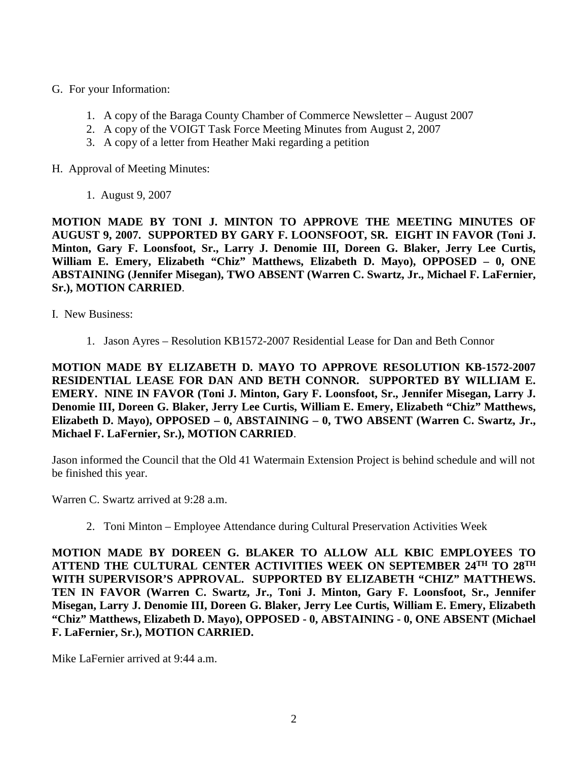G. For your Information:

1. A copy of the Baraga County Chamber of Commerce Newsletter – August 2007
2. A copy of the VOIGT Task Force Meeting Minutes from August 2, 2007
3. A copy of a letter from Heather Maki regarding a petition

H. Approval of Meeting Minutes:

1. August 9, 2007

**MOTION MADE BY TONI J. MINTON TO APPROVE THE MEETING MINUTES OF AUGUST 9, 2007. SUPPORTED BY GARY F. LOONSFOOT, SR. EIGHT IN FAVOR (Toni J. Minton, Gary F. Loonsfoot, Sr., Larry J. Denomie III, Doreen G. Blaker, Jerry Lee Curtis, William E. Emery, Elizabeth "Chiz" Matthews, Elizabeth D. Mayo), OPPOSED – 0, ONE ABSTAINING (Jennifer Misegan), TWO ABSENT (Warren C. Swartz, Jr., Michael F. LaFernier, Sr.), MOTION CARRIED**.

I. New Business:

1. Jason Ayres – Resolution KB1572-2007 Residential Lease for Dan and Beth Connor

**MOTION MADE BY ELIZABETH D. MAYO TO APPROVE RESOLUTION KB-1572-2007 RESIDENTIAL LEASE FOR DAN AND BETH CONNOR. SUPPORTED BY WILLIAM E. EMERY. NINE IN FAVOR (Toni J. Minton, Gary F. Loonsfoot, Sr., Jennifer Misegan, Larry J. Denomie III, Doreen G. Blaker, Jerry Lee Curtis, William E. Emery, Elizabeth "Chiz" Matthews, Elizabeth D. Mayo), OPPOSED – 0, ABSTAINING – 0, TWO ABSENT (Warren C. Swartz, Jr., Michael F. LaFernier, Sr.), MOTION CARRIED**.

Jason informed the Council that the Old 41 Watermain Extension Project is behind schedule and will not be finished this year.

Warren C. Swartz arrived at 9:28 a.m.

2. Toni Minton – Employee Attendance during Cultural Preservation Activities Week

**MOTION MADE BY DOREEN G. BLAKER TO ALLOW ALL KBIC EMPLOYEES TO ATTEND THE CULTURAL CENTER ACTIVITIES WEEK ON SEPTEMBER 24TH TO 28TH WITH SUPERVISOR'S APPROVAL. SUPPORTED BY ELIZABETH "CHIZ" MATTHEWS. TEN IN FAVOR (Warren C. Swartz, Jr., Toni J. Minton, Gary F. Loonsfoot, Sr., Jennifer Misegan, Larry J. Denomie III, Doreen G. Blaker, Jerry Lee Curtis, William E. Emery, Elizabeth "Chiz" Matthews, Elizabeth D. Mayo), OPPOSED - 0, ABSTAINING - 0, ONE ABSENT (Michael F. LaFernier, Sr.), MOTION CARRIED.**

Mike LaFernier arrived at 9:44 a.m.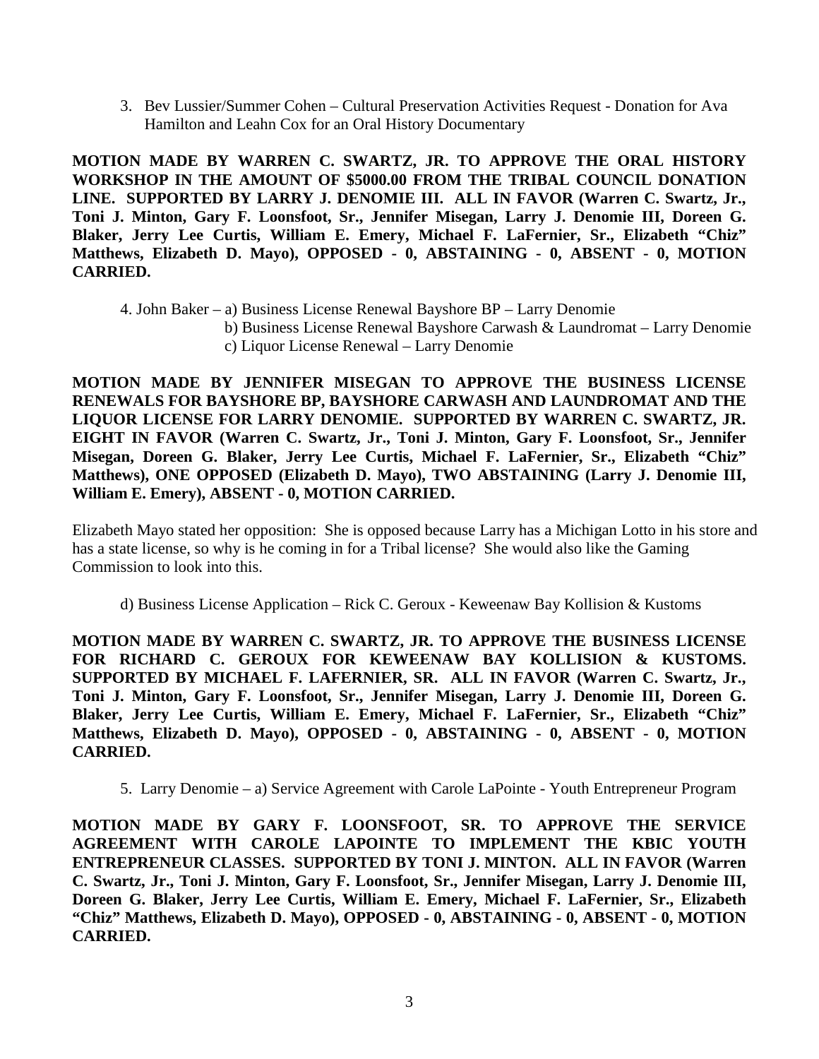3. Bev Lussier/Summer Cohen – Cultural Preservation Activities Request - Donation for Ava Hamilton and Leahn Cox for an Oral History Documentary

**MOTION MADE BY WARREN C. SWARTZ, JR. TO APPROVE THE ORAL HISTORY WORKSHOP IN THE AMOUNT OF $5000.00 FROM THE TRIBAL COUNCIL DONATION LINE. SUPPORTED BY LARRY J. DENOMIE III. ALL IN FAVOR (Warren C. Swartz, Jr., Toni J. Minton, Gary F. Loonsfoot, Sr., Jennifer Misegan, Larry J. Denomie III, Doreen G. Blaker, Jerry Lee Curtis, William E. Emery, Michael F. LaFernier, Sr., Elizabeth "Chiz" Matthews, Elizabeth D. Mayo), OPPOSED - 0, ABSTAINING - 0, ABSENT - 0, MOTION CARRIED.**

4. John Baker – a) Business License Renewal Bayshore BP – Larry Denomie
   b) Business License Renewal Bayshore Carwash & Laundromat – Larry Denomie
   c) Liquor License Renewal – Larry Denomie

**MOTION MADE BY JENNIFER MISEGAN TO APPROVE THE BUSINESS LICENSE RENEWALS FOR BAYSHORE BP, BAYSHORE CARWASH AND LAUNDROMAT AND THE LIQUOR LICENSE FOR LARRY DENOMIE. SUPPORTED BY WARREN C. SWARTZ, JR. EIGHT IN FAVOR (Warren C. Swartz, Jr., Toni J. Minton, Gary F. Loonsfoot, Sr., Jennifer Misegan, Doreen G. Blaker, Jerry Lee Curtis, Michael F. LaFernier, Sr., Elizabeth "Chiz" Matthews), ONE OPPOSED (Elizabeth D. Mayo), TWO ABSTAINING (Larry J. Denomie III, William E. Emery), ABSENT - 0, MOTION CARRIED.**

Elizabeth Mayo stated her opposition: She is opposed because Larry has a Michigan Lotto in his store and has a state license, so why is he coming in for a Tribal license? She would also like the Gaming Commission to look into this.

d) Business License Application – Rick C. Geroux - Keweenaw Bay Kollision & Kustoms

**MOTION MADE BY WARREN C. SWARTZ, JR. TO APPROVE THE BUSINESS LICENSE FOR RICHARD C. GEROUX FOR KEWEENAW BAY KOLLISION & KUSTOMS. SUPPORTED BY MICHAEL F. LAFERNIER, SR. ALL IN FAVOR (Warren C. Swartz, Jr., Toni J. Minton, Gary F. Loonsfoot, Sr., Jennifer Misegan, Larry J. Denomie III, Doreen G. Blaker, Jerry Lee Curtis, William E. Emery, Michael F. LaFernier, Sr., Elizabeth "Chiz" Matthews, Elizabeth D. Mayo), OPPOSED - 0, ABSTAINING - 0, ABSENT - 0, MOTION CARRIED.**

5. Larry Denomie – a) Service Agreement with Carole LaPointe - Youth Entrepreneur Program

**MOTION MADE BY GARY F. LOONSFOOT, SR. TO APPROVE THE SERVICE AGREEMENT WITH CAROLE LAPOINTE TO IMPLEMENT THE KBIC YOUTH ENTREPRENEUR CLASSES. SUPPORTED BY TONI J. MINTON. ALL IN FAVOR (Warren C. Swartz, Jr., Toni J. Minton, Gary F. Loonsfoot, Sr., Jennifer Misegan, Larry J. Denomie III, Doreen G. Blaker, Jerry Lee Curtis, William E. Emery, Michael F. LaFernier, Sr., Elizabeth "Chiz" Matthews, Elizabeth D. Mayo), OPPOSED - 0, ABSTAINING - 0, ABSENT - 0, MOTION CARRIED.**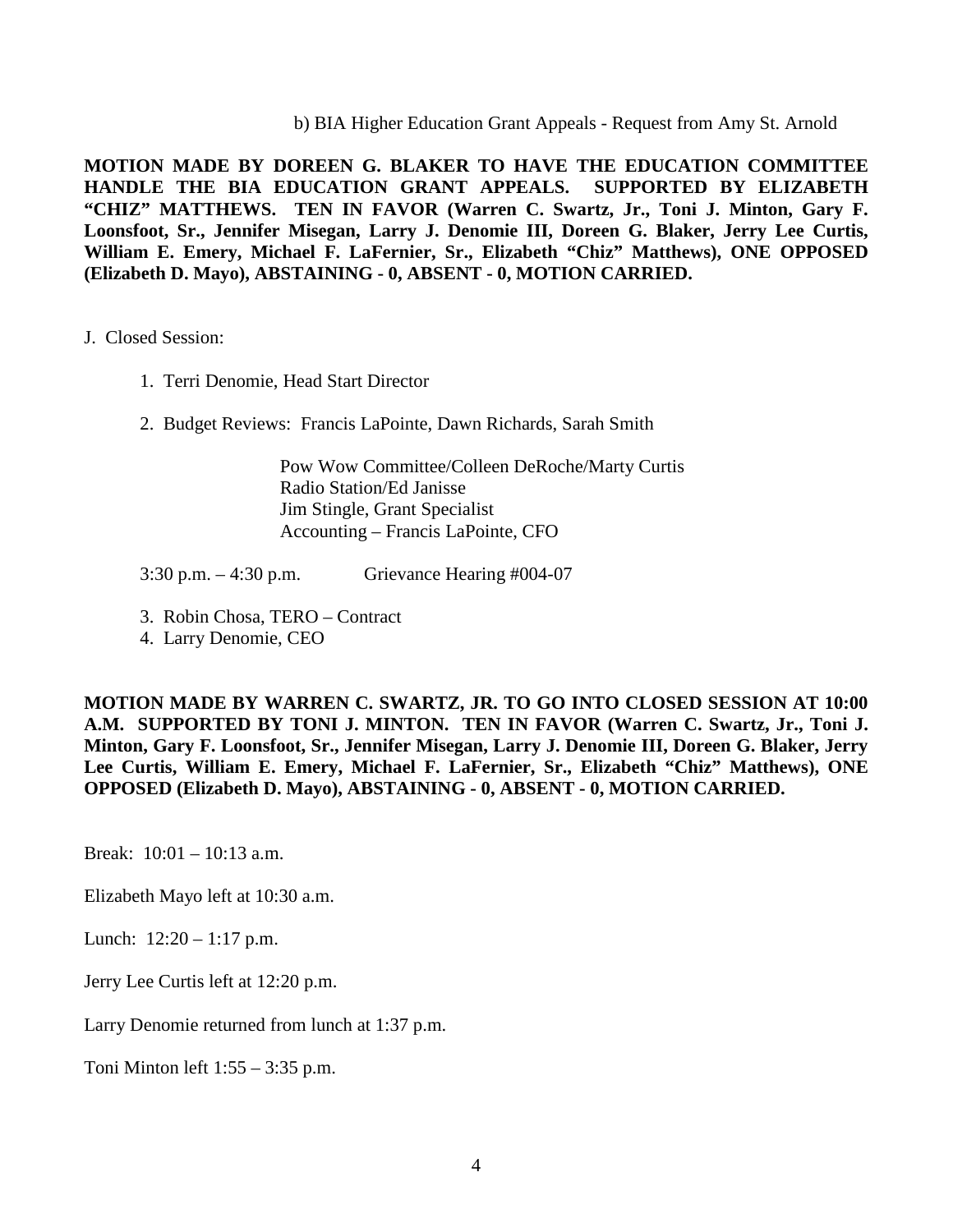b) BIA Higher Education Grant Appeals - Request from Amy St. Arnold

**MOTION MADE BY DOREEN G. BLAKER TO HAVE THE EDUCATION COMMITTEE HANDLE THE BIA EDUCATION GRANT APPEALS. SUPPORTED BY ELIZABETH "CHIZ" MATTHEWS. TEN IN FAVOR (Warren C. Swartz, Jr., Toni J. Minton, Gary F. Loonsfoot, Sr., Jennifer Misegan, Larry J. Denomie III, Doreen G. Blaker, Jerry Lee Curtis, William E. Emery, Michael F. LaFernier, Sr., Elizabeth "Chiz" Matthews), ONE OPPOSED (Elizabeth D. Mayo), ABSTAINING - 0, ABSENT - 0, MOTION CARRIED.**

J. Closed Session:

1. Terri Denomie, Head Start Director

2. Budget Reviews: Francis LaPointe, Dawn Richards, Sarah Smith

   Pow Wow Committee/Colleen DeRoche/Marty Curtis
   Radio Station/Ed Janisse
   Jim Stingle, Grant Specialist
   Accounting – Francis LaPointe, CFO

3:30 p.m. – 4:30 p.m. Grievance Hearing #004-07

3. Robin Chosa, TERO – Contract
4. Larry Denomie, CEO

**MOTION MADE BY WARREN C. SWARTZ, JR. TO GO INTO CLOSED SESSION AT 10:00 A.M. SUPPORTED BY TONI J. MINTON. TEN IN FAVOR (Warren C. Swartz, Jr., Toni J. Minton, Gary F. Loonsfoot, Sr., Jennifer Misegan, Larry J. Denomie III, Doreen G. Blaker, Jerry Lee Curtis, William E. Emery, Michael F. LaFernier, Sr., Elizabeth "Chiz" Matthews), ONE OPPOSED (Elizabeth D. Mayo), ABSTAINING - 0, ABSENT - 0, MOTION CARRIED.**

Break: 10:01 – 10:13 a.m.

Elizabeth Mayo left at 10:30 a.m.

Lunch: 12:20 – 1:17 p.m.

Jerry Lee Curtis left at 12:20 p.m.

Larry Denomie returned from lunch at 1:37 p.m.

Toni Minton left 1:55 – 3:35 p.m.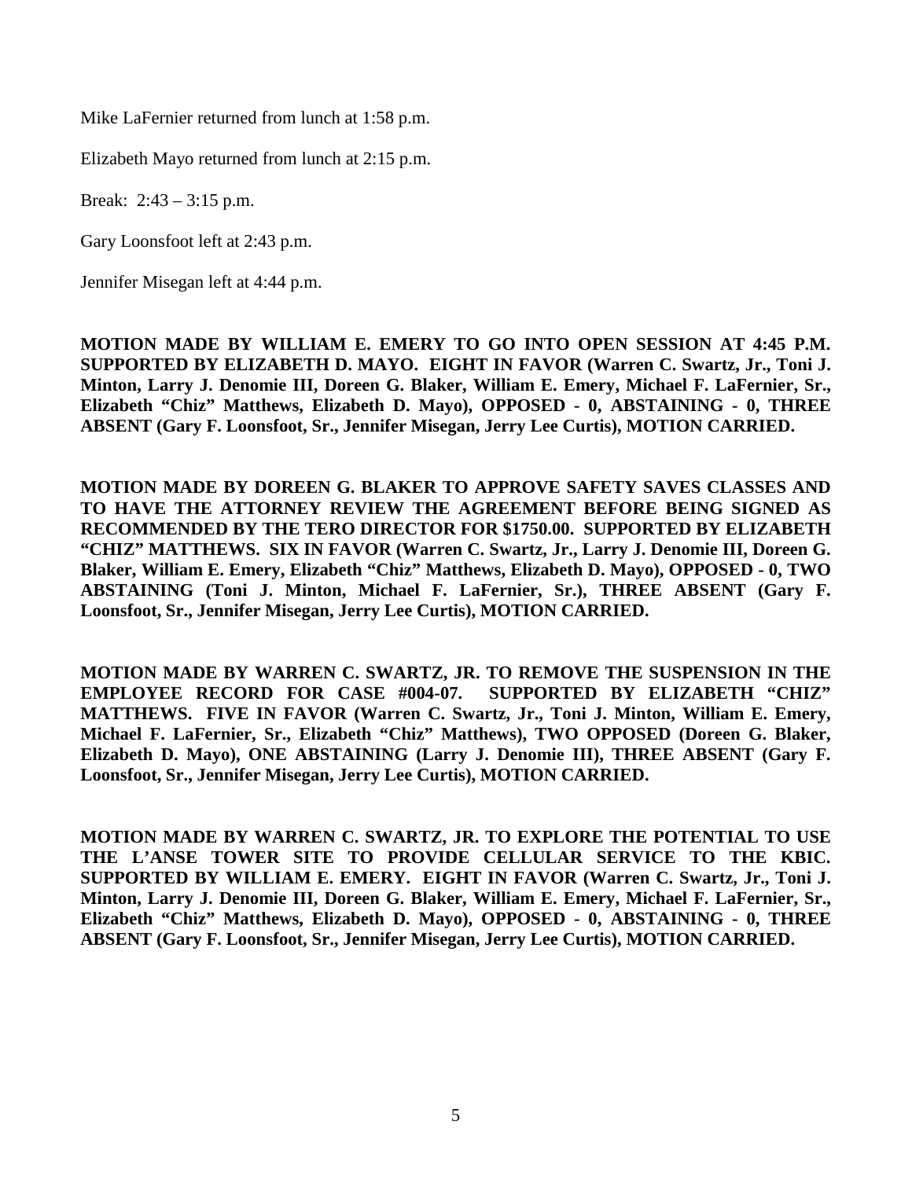Mike LaFernier returned from lunch at 1:58 p.m.

Elizabeth Mayo returned from lunch at 2:15 p.m.

Break: 2:43 – 3:15 p.m.

Gary Loonsfoot left at 2:43 p.m.

Jennifer Misegan left at 4:44 p.m.

**MOTION MADE BY WILLIAM E. EMERY TO GO INTO OPEN SESSION AT 4:45 P.M. SUPPORTED BY ELIZABETH D. MAYO. EIGHT IN FAVOR (Warren C. Swartz, Jr., Toni J. Minton, Larry J. Denomie III, Doreen G. Blaker, William E. Emery, Michael F. LaFernier, Sr., Elizabeth "Chiz" Matthews, Elizabeth D. Mayo), OPPOSED - 0, ABSTAINING - 0, THREE ABSENT (Gary F. Loonsfoot, Sr., Jennifer Misegan, Jerry Lee Curtis), MOTION CARRIED.**

**MOTION MADE BY DOREEN G. BLAKER TO APPROVE SAFETY SAVES CLASSES AND TO HAVE THE ATTORNEY REVIEW THE AGREEMENT BEFORE BEING SIGNED AS RECOMMENDED BY THE TERO DIRECTOR FOR $1750.00. SUPPORTED BY ELIZABETH "CHIZ" MATTHEWS. SIX IN FAVOR (Warren C. Swartz, Jr., Larry J. Denomie III, Doreen G. Blaker, William E. Emery, Elizabeth "Chiz" Matthews, Elizabeth D. Mayo), OPPOSED - 0, TWO ABSTAINING (Toni J. Minton, Michael F. LaFernier, Sr.), THREE ABSENT (Gary F. Loonsfoot, Sr., Jennifer Misegan, Jerry Lee Curtis), MOTION CARRIED.**

**MOTION MADE BY WARREN C. SWARTZ, JR. TO REMOVE THE SUSPENSION IN THE EMPLOYEE RECORD FOR CASE #004-07. SUPPORTED BY ELIZABETH "CHIZ" MATTHEWS. FIVE IN FAVOR (Warren C. Swartz, Jr., Toni J. Minton, William E. Emery, Michael F. LaFernier, Sr., Elizabeth "Chiz" Matthews), TWO OPPOSED (Doreen G. Blaker, Elizabeth D. Mayo), ONE ABSTAINING (Larry J. Denomie III), THREE ABSENT (Gary F. Loonsfoot, Sr., Jennifer Misegan, Jerry Lee Curtis), MOTION CARRIED.**

**MOTION MADE BY WARREN C. SWARTZ, JR. TO EXPLORE THE POTENTIAL TO USE THE L'ANSE TOWER SITE TO PROVIDE CELLULAR SERVICE TO THE KBIC. SUPPORTED BY WILLIAM E. EMERY. EIGHT IN FAVOR (Warren C. Swartz, Jr., Toni J. Minton, Larry J. Denomie III, Doreen G. Blaker, William E. Emery, Michael F. LaFernier, Sr., Elizabeth "Chiz" Matthews, Elizabeth D. Mayo), OPPOSED - 0, ABSTAINING - 0, THREE ABSENT (Gary F. Loonsfoot, Sr., Jennifer Misegan, Jerry Lee Curtis), MOTION CARRIED.**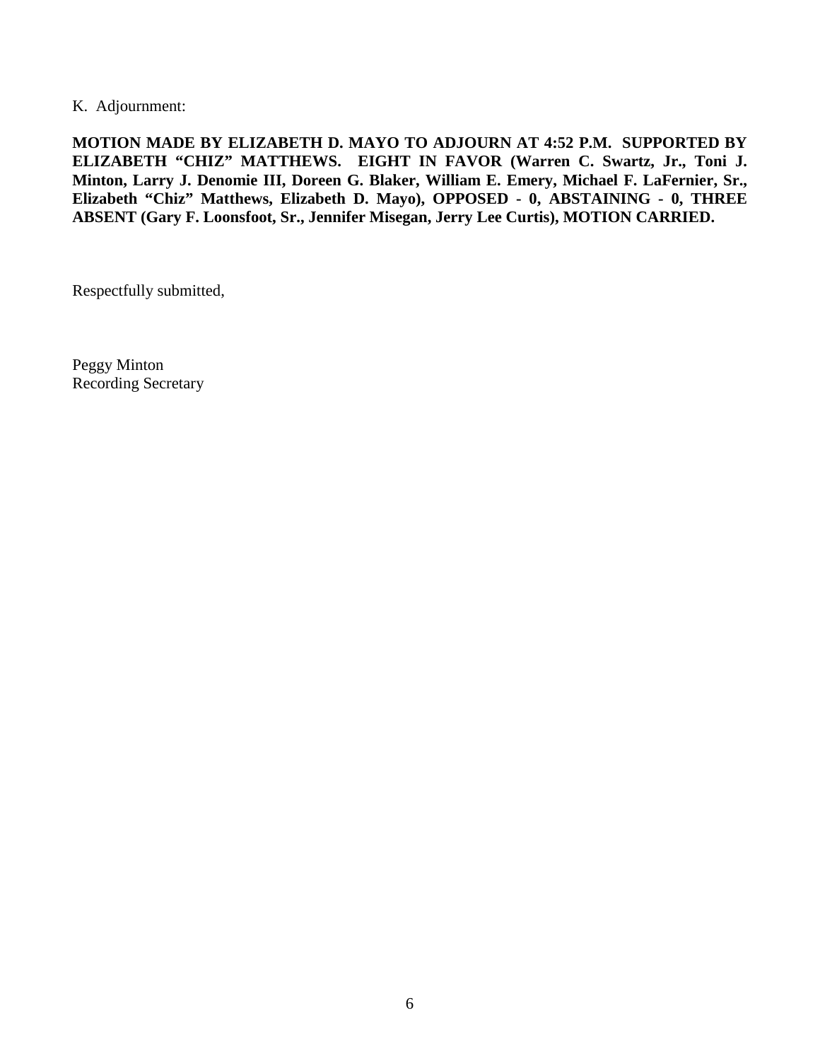K. Adjournment:

**MOTION MADE BY ELIZABETH D. MAYO TO ADJOURN AT 4:52 P.M. SUPPORTED BY ELIZABETH "CHIZ" MATTHEWS. EIGHT IN FAVOR (Warren C. Swartz, Jr., Toni J. Minton, Larry J. Denomie III, Doreen G. Blaker, William E. Emery, Michael F. LaFernier, Sr., Elizabeth "Chiz" Matthews, Elizabeth D. Mayo), OPPOSED - 0, ABSTAINING - 0, THREE ABSENT (Gary F. Loonsfoot, Sr., Jennifer Misegan, Jerry Lee Curtis), MOTION CARRIED.**

Respectfully submitted,

Peggy Minton
Recording Secretary